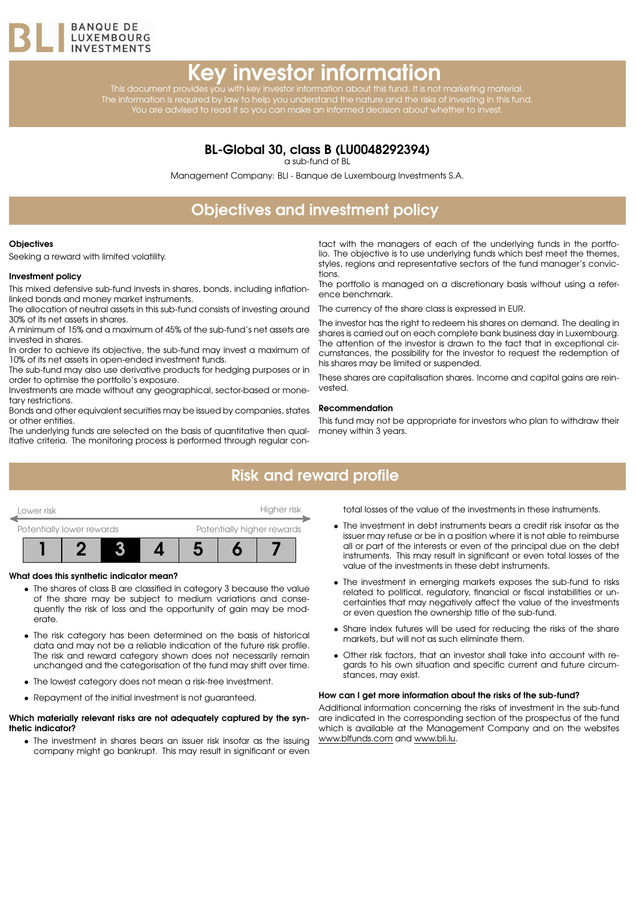BANQUE DE LUXEMBOURG INVESTMENTS

# Key investor information

This document provides you with key investor information about this fund. It is not marketing material. The information is required by law to help you understand the nature and the risks of investing in this fund. You are advised to read it so you can make an informed decision about whether to invest.

### BL-Global 30, class B (LU0048292394)

a sub-fund of BL

Management Company: BLI - Banque de Luxembourg Investments S.A.

## Objectives and investment policy

**Objectives**

Seeking a reward with limited volatility.

**Investment policy**

This mixed defensive sub-fund invests in shares, bonds, including inflation-linked bonds and money market instruments.

The allocation of neutral assets in this sub-fund consists of investing around 30% of its net assets in shares.

A minimum of 15% and a maximum of 45% of the sub-fund's net assets are invested in shares.

In order to achieve its objective, the sub-fund may invest a maximum of 10% of its net assets in open-ended investment funds.

The sub-fund may also use derivative products for hedging purposes or in order to optimise the portfolio's exposure.

Investments are made without any geographical, sector-based or monetary restrictions.

Bonds and other equivalent securities may be issued by companies, states or other entities.

The underlying funds are selected on the basis of quantitative then qualitative criteria. The monitoring process is performed through regular contact with the managers of each of the underlying funds in the portfolio. The objective is to use underlying funds which best meet the themes, styles, regions and representative sectors of the fund manager's convictions.

The portfolio is managed on a discretionary basis without using a reference benchmark.

The currency of the share class is expressed in EUR.

The investor has the right to redeem his shares on demand. The dealing in shares is carried out on each complete bank business day in Luxembourg. The attention of the investor is drawn to the fact that in exceptional circumstances, the possibility for the investor to request the redemption of his shares may be limited or suspended.

These shares are capitalisation shares. Income and capital gains are reinvested.

**Recommendation**

This fund may not be appropriate for investors who plan to withdraw their money within 3 years.

## Risk and reward profile

| Lower risk | | | | | | Higher risk |
|---|---|---|---|---|---|---|
| Potentially lower rewards | | | | | | Potentially higher rewards |
| 1 | 2 | **3** | 4 | 5 | 6 | 7 |

**What does this synthetic indicator mean?**

- The shares of class B are classified in category 3 because the value of the share may be subject to medium variations and consequently the risk of loss and the opportunity of gain may be moderate.
- The risk category has been determined on the basis of historical data and may not be a reliable indication of the future risk profile. The risk and reward category shown does not necessarily remain unchanged and the categorisation of the fund may shift over time.
- The lowest category does not mean a risk-free investment.
- Repayment of the initial investment is not guaranteed.

**Which materially relevant risks are not adequately captured by the synthetic indicator?**

- The investment in shares bears an issuer risk insofar as the issuing company might go bankrupt. This may result in significant or even total losses of the value of the investments in these instruments.
- The investment in debt instruments bears a credit risk insofar as the issuer may refuse or be in a position where it is not able to reimburse all or part of the interests or even of the principal due on the debt instruments. This may result in significant or even total losses of the value of the investments in these debt instruments.
- The investment in emerging markets exposes the sub-fund to risks related to political, regulatory, financial or fiscal instabilities or uncertainties that may negatively affect the value of the investments or even question the ownership title of the sub-fund.
- Share index futures will be used for reducing the risks of the share markets, but will not as such eliminate them.
- Other risk factors, that an investor shall take into account with regards to his own situation and specific current and future circumstances, may exist.

**How can I get more information about the risks of the sub-fund?**

Additional information concerning the risks of investment in the sub-fund are indicated in the corresponding section of the prospectus of the fund which is available at the Management Company and on the websites www.blfunds.com and www.bli.lu.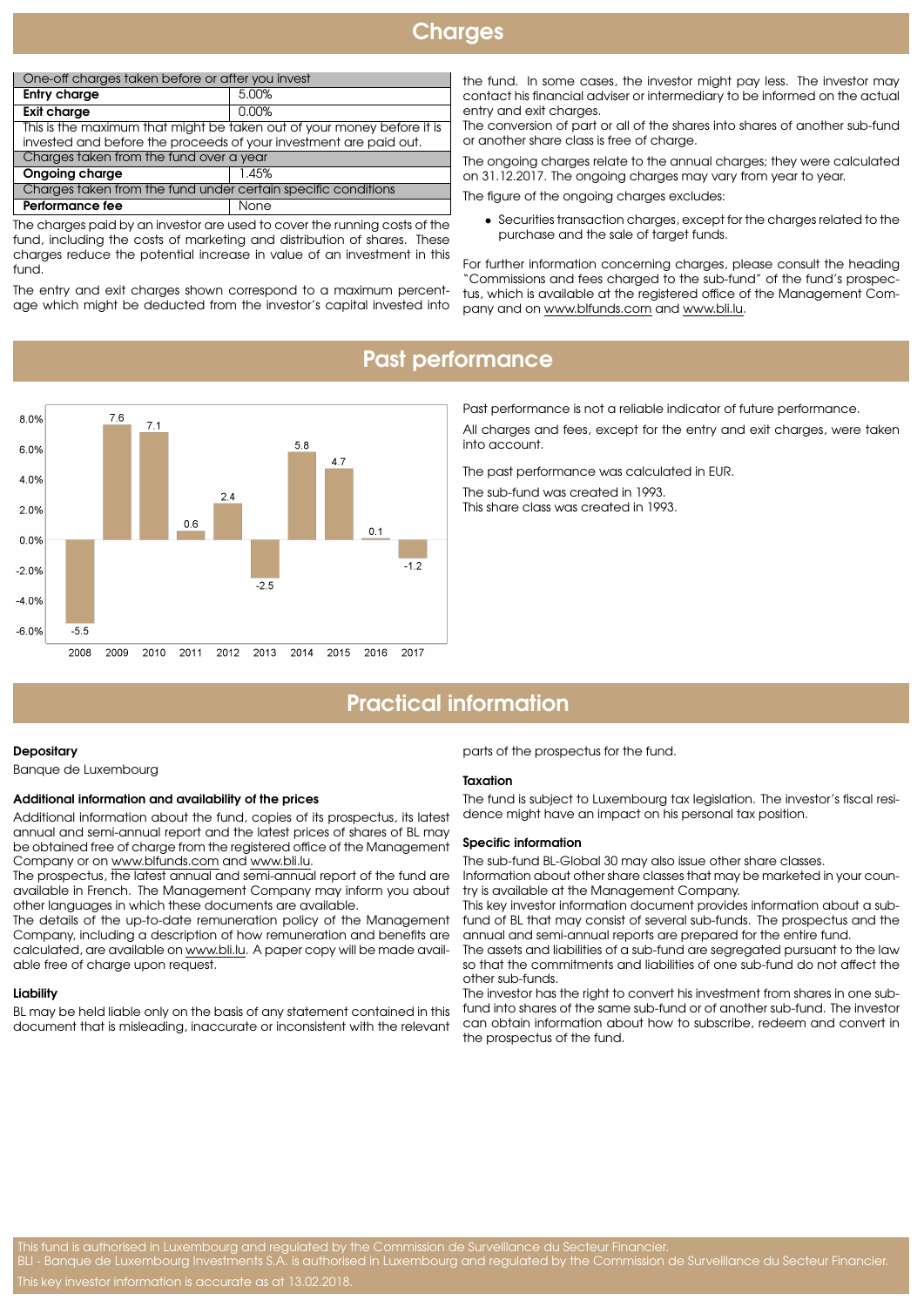## Charges

| One-off charges taken before or after you invest | |
|---|---|
| **Entry charge** | 5.00% |
| **Exit charge** | 0.00% |
| This is the maximum that might be taken out of your money before it is invested and before the proceeds of your investment are paid out. | |
| Charges taken from the fund over a year | |
| **Ongoing charge** | 1.45% |
| Charges taken from the fund under certain specific conditions | |
| **Performance fee** | None |

The charges paid by an investor are used to cover the running costs of the fund, including the costs of marketing and distribution of shares. These charges reduce the potential increase in value of an investment in this fund.

The entry and exit charges shown correspond to a maximum percentage which might be deducted from the investor's capital invested into the fund. In some cases, the investor might pay less. The investor may contact his financial adviser or intermediary to be informed on the actual entry and exit charges.

The conversion of part or all of the shares into shares of another sub-fund or another share class is free of charge.

The ongoing charges relate to the annual charges; they were calculated on 31.12.2017. The ongoing charges may vary from year to year.

The figure of the ongoing charges excludes:

- Securities transaction charges, except for the charges related to the purchase and the sale of target funds.

For further information concerning charges, please consult the heading "Commissions and fees charged to the sub-fund" of the fund's prospectus, which is available at the registered office of the Management Company and on www.blfunds.com and www.bli.lu.

## Past performance

8.0%
6.0%
4.0%
2.0%
0.0%
-2.0%
-4.0%
-6.0%

-5.5 7.6 7.1 0.6 2.4 -2.5 5.8 4.7 0.1 -1.2

2008 2009 2010 2011 2012 2013 2014 2015 2016 2017

Past performance is not a reliable indicator of future performance.

All charges and fees, except for the entry and exit charges, were taken into account.

The past performance was calculated in EUR.

The sub-fund was created in 1993.
This share class was created in 1993.

## Practical information

**Depositary**

Banque de Luxembourg

**Additional information and availability of the prices**

Additional information about the fund, copies of its prospectus, its latest annual and semi-annual report and the latest prices of shares of BL may be obtained free of charge from the registered office of the Management Company or on www.blfunds.com and www.bli.lu.

The prospectus, the latest annual and semi-annual report of the fund are available in French. The Management Company may inform you about other languages in which these documents are available.

The details of the up-to-date remuneration policy of the Management Company, including a description of how remuneration and benefits are calculated, are available on www.bli.lu. A paper copy will be made available free of charge upon request.

**Liability**

BL may be held liable only on the basis of any statement contained in this document that is misleading, inaccurate or inconsistent with the relevant parts of the prospectus for the fund.

**Taxation**

The fund is subject to Luxembourg tax legislation. The investor's fiscal residence might have an impact on his personal tax position.

**Specific information**

The sub-fund BL-Global 30 may also issue other share classes.

Information about other share classes that may be marketed in your country is available at the Management Company.

This key investor information document provides information about a sub-fund of BL that may consist of several sub-funds. The prospectus and the annual and semi-annual reports are prepared for the entire fund.

The assets and liabilities of a sub-fund are segregated pursuant to the law so that the commitments and liabilities of one sub-fund do not affect the other sub-funds.

The investor has the right to convert his investment from shares in one sub-fund into shares of the same sub-fund or of another sub-fund. The investor can obtain information about how to subscribe, redeem and convert in the prospectus of the fund.

This fund is authorised in Luxembourg and regulated by the Commission de Surveillance du Secteur Financier.
BLI - Banque de Luxembourg Investments S.A. is authorised in Luxembourg and regulated by the Commission de Surveillance du Secteur Financier.

This key investor information is accurate as at 13.02.2018.